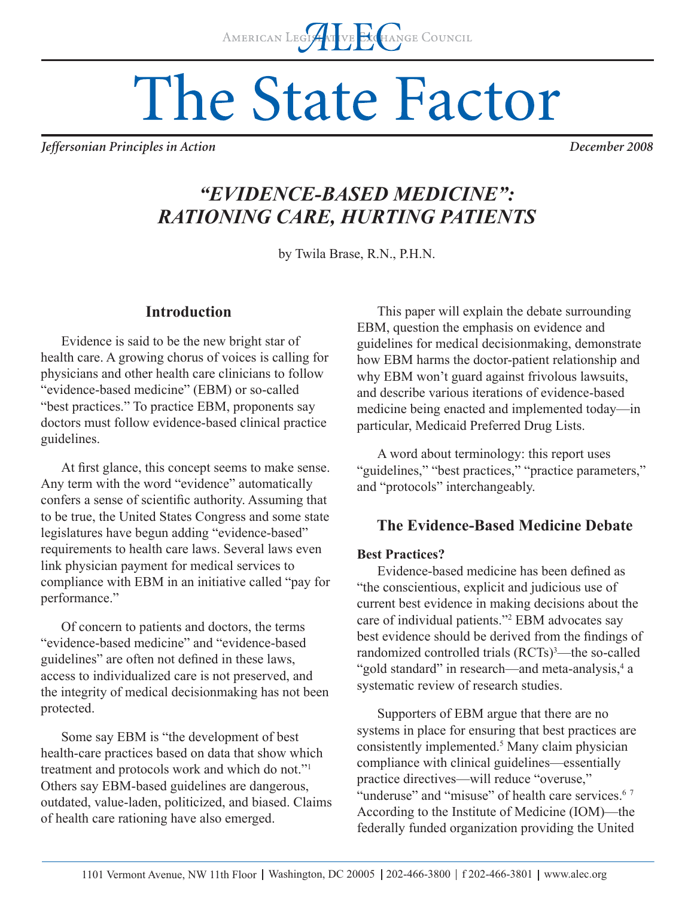American Legislative Exchange Council

# The State Factor

*Jeffersonian Principles in Action* — *December 2008*

## *"EVIDENCE-BASED MEDICINE": RATIONING CARE, HURTING PATIENTS*

by Twila Brase, R.N., P.H.N.

### Introduction

Evidence is said to be the new bright star of health care. A growing chorus of voices is calling for physicians and other health care clinicians to follow "evidence-based medicine" (EBM) or so-called "best practices." To practice EBM, proponents say doctors must follow evidence-based clinical practice guidelines.

At first glance, this concept seems to make sense. Any term with the word "evidence" automatically confers a sense of scientific authority. Assuming that to be true, the United States Congress and some state legislatures have begun adding "evidence-based" requirements to health care laws. Several laws even link physician payment for medical services to compliance with EBM in an initiative called "pay for performance."

Of concern to patients and doctors, the terms "evidence-based medicine" and "evidence-based guidelines" are often not defined in these laws, access to individualized care is not preserved, and the integrity of medical decisionmaking has not been protected.

Some say EBM is "the development of best health-care practices based on data that show which treatment and protocols work and which do not."[1] Others say EBM-based guidelines are dangerous, outdated, value-laden, politicized, and biased. Claims of health care rationing have also emerged.

This paper will explain the debate surrounding EBM, question the emphasis on evidence and guidelines for medical decisionmaking, demonstrate how EBM harms the doctor-patient relationship and why EBM won't guard against frivolous lawsuits, and describe various iterations of evidence-based medicine being enacted and implemented today—in particular, Medicaid Preferred Drug Lists.

A word about terminology: this report uses "guidelines," "best practices," "practice parameters," and "protocols" interchangeably.

### The Evidence-Based Medicine Debate

**Best Practices?**

Evidence-based medicine has been defined as "the conscientious, explicit and judicious use of current best evidence in making decisions about the care of individual patients."[2] EBM advocates say best evidence should be derived from the findings of randomized controlled trials (RCTs)[3]—the so-called "gold standard" in research—and meta-analysis,[4] a systematic review of research studies.

Supporters of EBM argue that there are no systems in place for ensuring that best practices are consistently implemented.[5] Many claim physician compliance with clinical guidelines—essentially practice directives—will reduce "overuse," "underuse" and "misuse" of health care services.[6 7] According to the Institute of Medicine (IOM)—the federally funded organization providing the United

1101 Vermont Avenue, NW 11th Floor | Washington, DC 20005 | 202-466-3800 | f 202-466-3801 | www.alec.org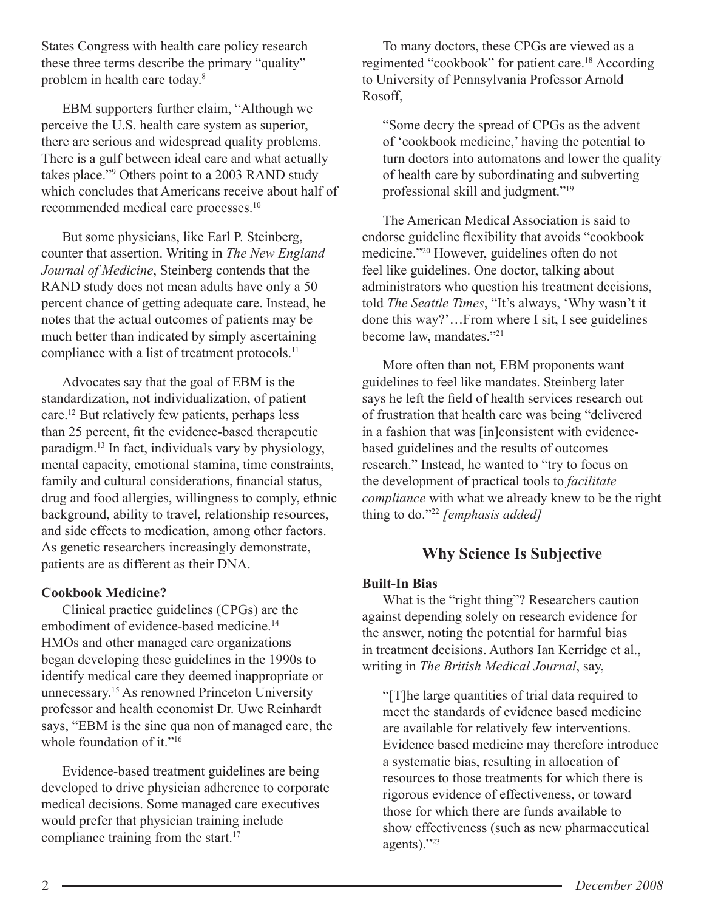States Congress with health care policy research—these three terms describe the primary "quality" problem in health care today.[8]

EBM supporters further claim, "Although we perceive the U.S. health care system as superior, there are serious and widespread quality problems. There is a gulf between ideal care and what actually takes place."[9] Others point to a 2003 RAND study which concludes that Americans receive about half of recommended medical care processes.[10]

But some physicians, like Earl P. Steinberg, counter that assertion. Writing in *The New England Journal of Medicine*, Steinberg contends that the RAND study does not mean adults have only a 50 percent chance of getting adequate care. Instead, he notes that the actual outcomes of patients may be much better than indicated by simply ascertaining compliance with a list of treatment protocols.[11]

Advocates say that the goal of EBM is the standardization, not individualization, of patient care.[12] But relatively few patients, perhaps less than 25 percent, fit the evidence-based therapeutic paradigm.[13] In fact, individuals vary by physiology, mental capacity, emotional stamina, time constraints, family and cultural considerations, financial status, drug and food allergies, willingness to comply, ethnic background, ability to travel, relationship resources, and side effects to medication, among other factors. As genetic researchers increasingly demonstrate, patients are as different as their DNA.

**Cookbook Medicine?**

Clinical practice guidelines (CPGs) are the embodiment of evidence-based medicine.[14] HMOs and other managed care organizations began developing these guidelines in the 1990s to identify medical care they deemed inappropriate or unnecessary.[15] As renowned Princeton University professor and health economist Dr. Uwe Reinhardt says, "EBM is the sine qua non of managed care, the whole foundation of it."[16]

Evidence-based treatment guidelines are being developed to drive physician adherence to corporate medical decisions. Some managed care executives would prefer that physician training include compliance training from the start.[17]

To many doctors, these CPGs are viewed as a regimented "cookbook" for patient care.[18] According to University of Pennsylvania Professor Arnold Rosoff,

> "Some decry the spread of CPGs as the advent of 'cookbook medicine,' having the potential to turn doctors into automatons and lower the quality of health care by subordinating and subverting professional skill and judgment."[19]

The American Medical Association is said to endorse guideline flexibility that avoids "cookbook medicine."[20] However, guidelines often do not feel like guidelines. One doctor, talking about administrators who question his treatment decisions, told *The Seattle Times*, "It's always, 'Why wasn't it done this way?'…From where I sit, I see guidelines become law, mandates."[21]

More often than not, EBM proponents want guidelines to feel like mandates. Steinberg later says he left the field of health services research out of frustration that health care was being "delivered in a fashion that was [in]consistent with evidence-based guidelines and the results of outcomes research." Instead, he wanted to "try to focus on the development of practical tools to *facilitate compliance* with what we already knew to be the right thing to do."[22] *[emphasis added]*

## Why Science Is Subjective

**Built-In Bias**

What is the "right thing"? Researchers caution against depending solely on research evidence for the answer, noting the potential for harmful bias in treatment decisions. Authors Ian Kerridge et al., writing in *The British Medical Journal*, say,

> "[T]he large quantities of trial data required to meet the standards of evidence based medicine are available for relatively few interventions. Evidence based medicine may therefore introduce a systematic bias, resulting in allocation of resources to those treatments for which there is rigorous evidence of effectiveness, or toward those for which there are funds available to show effectiveness (such as new pharmaceutical agents)."[23]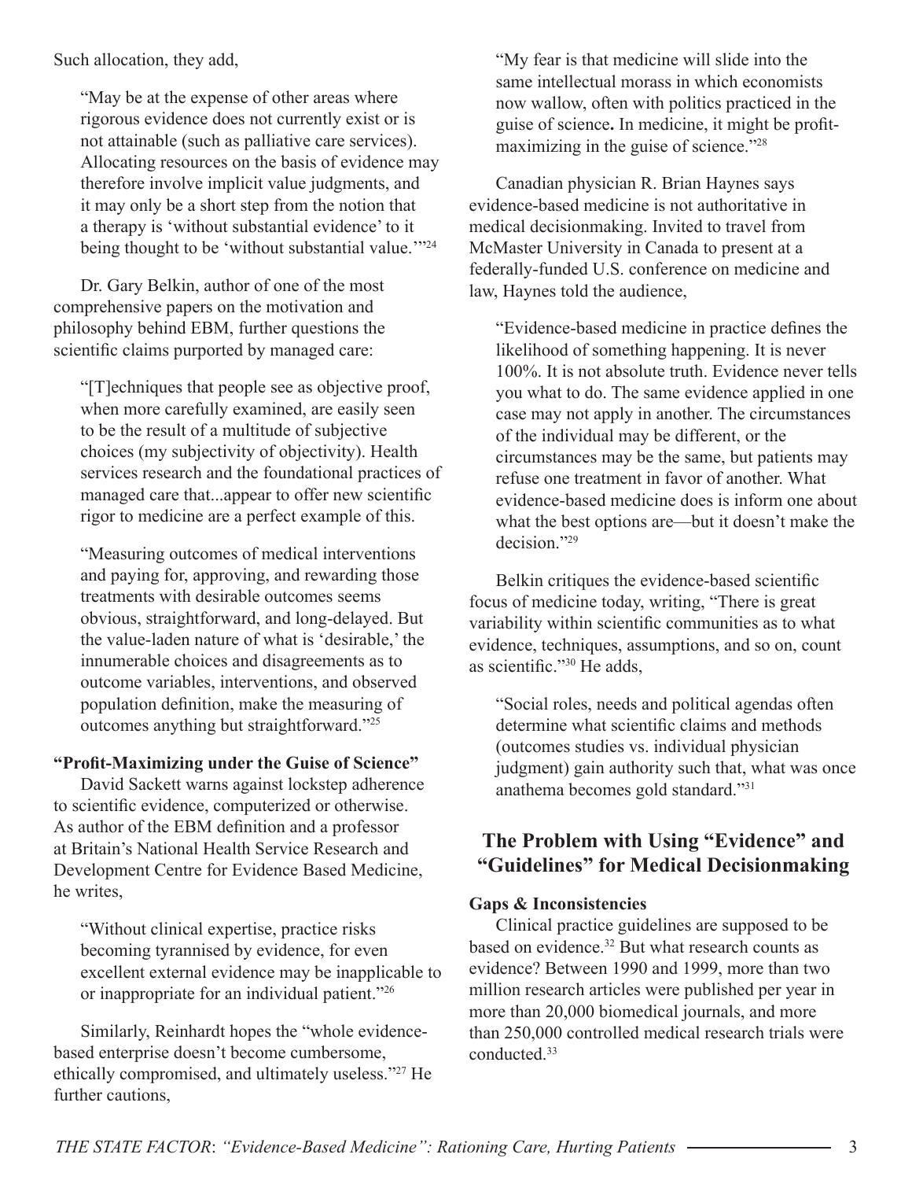Such allocation, they add,

> "May be at the expense of other areas where rigorous evidence does not currently exist or is not attainable (such as palliative care services). Allocating resources on the basis of evidence may therefore involve implicit value judgments, and it may only be a short step from the notion that a therapy is 'without substantial evidence' to it being thought to be 'without substantial value.'"[24]

Dr. Gary Belkin, author of one of the most comprehensive papers on the motivation and philosophy behind EBM, further questions the scientific claims purported by managed care:

> "[T]echniques that people see as objective proof, when more carefully examined, are easily seen to be the result of a multitude of subjective choices (my subjectivity of objectivity). Health services research and the foundational practices of managed care that...appear to offer new scientific rigor to medicine are a perfect example of this.
>
> "Measuring outcomes of medical interventions and paying for, approving, and rewarding those treatments with desirable outcomes seems obvious, straightforward, and long-delayed. But the value-laden nature of what is 'desirable,' the innumerable choices and disagreements as to outcome variables, interventions, and observed population definition, make the measuring of outcomes anything but straightforward."[25]

**"Profit-Maximizing under the Guise of Science"**

David Sackett warns against lockstep adherence to scientific evidence, computerized or otherwise. As author of the EBM definition and a professor at Britain's National Health Service Research and Development Centre for Evidence Based Medicine, he writes,

> "Without clinical expertise, practice risks becoming tyrannised by evidence, for even excellent external evidence may be inapplicable to or inappropriate for an individual patient."[26]

Similarly, Reinhardt hopes the "whole evidence-based enterprise doesn't become cumbersome, ethically compromised, and ultimately useless."[27] He further cautions,

> "My fear is that medicine will slide into the same intellectual morass in which economists now wallow, often with politics practiced in the guise of science**.** In medicine, it might be profit-maximizing in the guise of science."[28]

Canadian physician R. Brian Haynes says evidence-based medicine is not authoritative in medical decisionmaking. Invited to travel from McMaster University in Canada to present at a federally-funded U.S. conference on medicine and law, Haynes told the audience,

> "Evidence-based medicine in practice defines the likelihood of something happening. It is never 100%. It is not absolute truth. Evidence never tells you what to do. The same evidence applied in one case may not apply in another. The circumstances of the individual may be different, or the circumstances may be the same, but patients may refuse one treatment in favor of another. What evidence-based medicine does is inform one about what the best options are—but it doesn't make the decision."[29]

Belkin critiques the evidence-based scientific focus of medicine today, writing, "There is great variability within scientific communities as to what evidence, techniques, assumptions, and so on, count as scientific."[30] He adds,

> "Social roles, needs and political agendas often determine what scientific claims and methods (outcomes studies vs. individual physician judgment) gain authority such that, what was once anathema becomes gold standard."[31]

## The Problem with Using "Evidence" and "Guidelines" for Medical Decisionmaking

**Gaps & Inconsistencies**

Clinical practice guidelines are supposed to be based on evidence.[32] But what research counts as evidence? Between 1990 and 1999, more than two million research articles were published per year in more than 20,000 biomedical journals, and more than 250,000 controlled medical research trials were conducted.[33]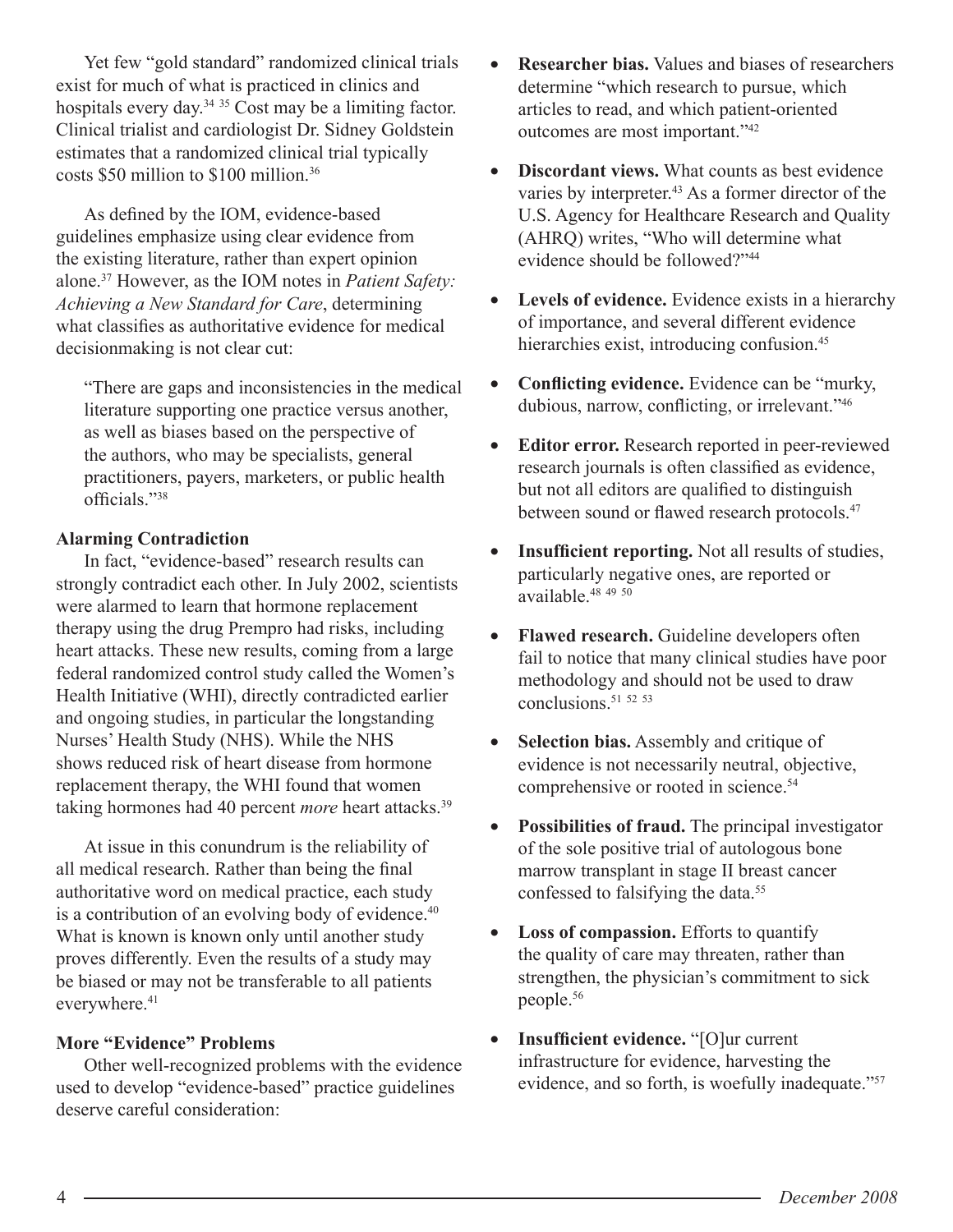Yet few "gold standard" randomized clinical trials exist for much of what is practiced in clinics and hospitals every day.[34 35] Cost may be a limiting factor. Clinical trialist and cardiologist Dr. Sidney Goldstein estimates that a randomized clinical trial typically costs $50 million to $100 million.[36]

As defined by the IOM, evidence-based guidelines emphasize using clear evidence from the existing literature, rather than expert opinion alone.[37] However, as the IOM notes in *Patient Safety: Achieving a New Standard for Care*, determining what classifies as authoritative evidence for medical decisionmaking is not clear cut:

> "There are gaps and inconsistencies in the medical literature supporting one practice versus another, as well as biases based on the perspective of the authors, who may be specialists, general practitioners, payers, marketers, or public health officials."[38]

**Alarming Contradiction**

In fact, "evidence-based" research results can strongly contradict each other. In July 2002, scientists were alarmed to learn that hormone replacement therapy using the drug Prempro had risks, including heart attacks. These new results, coming from a large federal randomized control study called the Women's Health Initiative (WHI), directly contradicted earlier and ongoing studies, in particular the longstanding Nurses' Health Study (NHS). While the NHS shows reduced risk of heart disease from hormone replacement therapy, the WHI found that women taking hormones had 40 percent *more* heart attacks.[39]

At issue in this conundrum is the reliability of all medical research. Rather than being the final authoritative word on medical practice, each study is a contribution of an evolving body of evidence.[40] What is known is known only until another study proves differently. Even the results of a study may be biased or may not be transferable to all patients everywhere.[41]

**More "Evidence" Problems**

Other well-recognized problems with the evidence used to develop "evidence-based" practice guidelines deserve careful consideration:

- **Researcher bias.** Values and biases of researchers determine "which research to pursue, which articles to read, and which patient-oriented outcomes are most important."[42]
- **Discordant views.** What counts as best evidence varies by interpreter.[43] As a former director of the U.S. Agency for Healthcare Research and Quality (AHRQ) writes, "Who will determine what evidence should be followed?"[44]
- **Levels of evidence.** Evidence exists in a hierarchy of importance, and several different evidence hierarchies exist, introducing confusion.[45]
- **Conflicting evidence.** Evidence can be "murky, dubious, narrow, conflicting, or irrelevant."[46]
- **Editor error.** Research reported in peer-reviewed research journals is often classified as evidence, but not all editors are qualified to distinguish between sound or flawed research protocols.[47]
- **Insufficient reporting.** Not all results of studies, particularly negative ones, are reported or available.[48 49 50]
- **Flawed research.** Guideline developers often fail to notice that many clinical studies have poor methodology and should not be used to draw conclusions.[51 52 53]
- **Selection bias.** Assembly and critique of evidence is not necessarily neutral, objective, comprehensive or rooted in science.[54]
- **Possibilities of fraud.** The principal investigator of the sole positive trial of autologous bone marrow transplant in stage II breast cancer confessed to falsifying the data.[55]
- **Loss of compassion.** Efforts to quantify the quality of care may threaten, rather than strengthen, the physician's commitment to sick people.[56]
- **Insufficient evidence.** "[O]ur current infrastructure for evidence, harvesting the evidence, and so forth, is woefully inadequate."[57]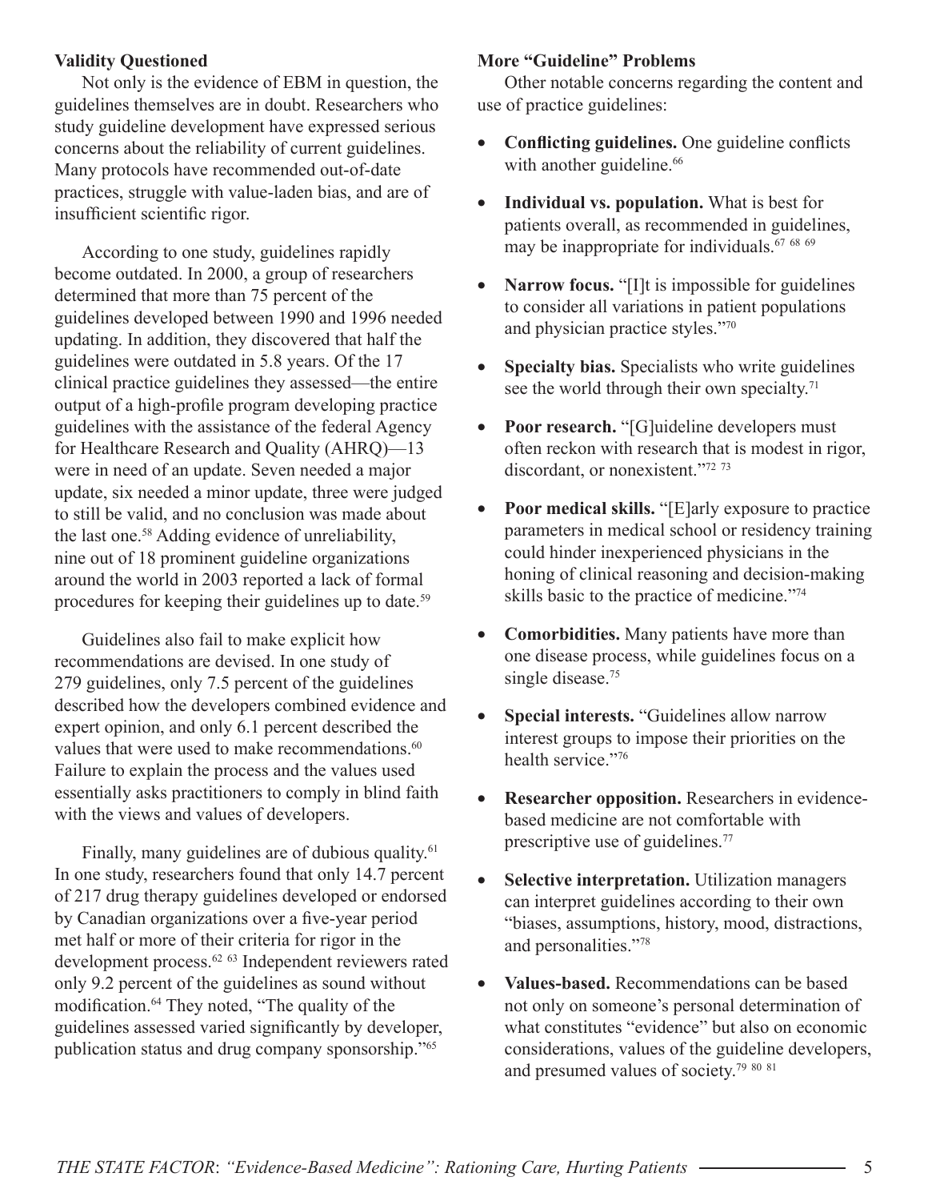### Validity Questioned

Not only is the evidence of EBM in question, the guidelines themselves are in doubt. Researchers who study guideline development have expressed serious concerns about the reliability of current guidelines. Many protocols have recommended out-of-date practices, struggle with value-laden bias, and are of insufficient scientific rigor.

According to one study, guidelines rapidly become outdated. In 2000, a group of researchers determined that more than 75 percent of the guidelines developed between 1990 and 1996 needed updating. In addition, they discovered that half the guidelines were outdated in 5.8 years. Of the 17 clinical practice guidelines they assessed—the entire output of a high-profile program developing practice guidelines with the assistance of the federal Agency for Healthcare Research and Quality (AHRQ)—13 were in need of an update. Seven needed a major update, six needed a minor update, three were judged to still be valid, and no conclusion was made about the last one.[58] Adding evidence of unreliability, nine out of 18 prominent guideline organizations around the world in 2003 reported a lack of formal procedures for keeping their guidelines up to date.[59]

Guidelines also fail to make explicit how recommendations are devised. In one study of 279 guidelines, only 7.5 percent of the guidelines described how the developers combined evidence and expert opinion, and only 6.1 percent described the values that were used to make recommendations.[60] Failure to explain the process and the values used essentially asks practitioners to comply in blind faith with the views and values of developers.

Finally, many guidelines are of dubious quality.[61] In one study, researchers found that only 14.7 percent of 217 drug therapy guidelines developed or endorsed by Canadian organizations over a five-year period met half or more of their criteria for rigor in the development process.[62,63] Independent reviewers rated only 9.2 percent of the guidelines as sound without modification.[64] They noted, "The quality of the guidelines assessed varied significantly by developer, publication status and drug company sponsorship."[65]

### More "Guideline" Problems

Other notable concerns regarding the content and use of practice guidelines:

- **Conflicting guidelines.** One guideline conflicts with another guideline.[66]
- **Individual vs. population.** What is best for patients overall, as recommended in guidelines, may be inappropriate for individuals.[67,68,69]
- **Narrow focus.** "[I]t is impossible for guidelines to consider all variations in patient populations and physician practice styles."[70]
- **Specialty bias.** Specialists who write guidelines see the world through their own specialty.[71]
- **Poor research.** "[G]uideline developers must often reckon with research that is modest in rigor, discordant, or nonexistent."[72,73]
- **Poor medical skills.** "[E]arly exposure to practice parameters in medical school or residency training could hinder inexperienced physicians in the honing of clinical reasoning and decision-making skills basic to the practice of medicine."[74]
- **Comorbidities.** Many patients have more than one disease process, while guidelines focus on a single disease.[75]
- **Special interests.** "Guidelines allow narrow interest groups to impose their priorities on the health service."[76]
- **Researcher opposition.** Researchers in evidence-based medicine are not comfortable with prescriptive use of guidelines.[77]
- **Selective interpretation.** Utilization managers can interpret guidelines according to their own "biases, assumptions, history, mood, distractions, and personalities."[78]
- **Values-based.** Recommendations can be based not only on someone's personal determination of what constitutes "evidence" but also on economic considerations, values of the guideline developers, and presumed values of society.[79,80,81]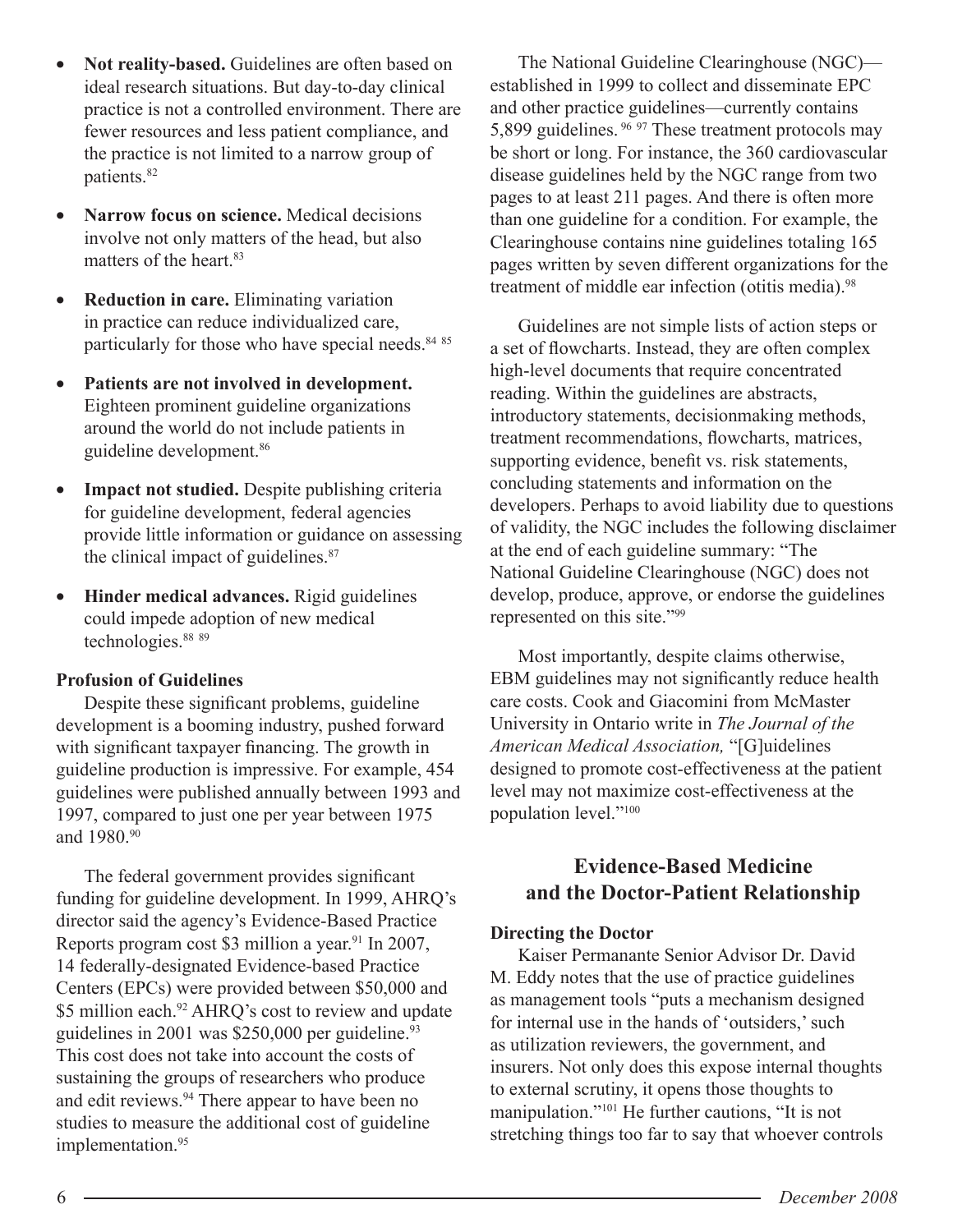- **Not reality-based.** Guidelines are often based on ideal research situations. But day-to-day clinical practice is not a controlled environment. There are fewer resources and less patient compliance, and the practice is not limited to a narrow group of patients.[82]

- **Narrow focus on science.** Medical decisions involve not only matters of the head, but also matters of the heart.[83]

- **Reduction in care.** Eliminating variation in practice can reduce individualized care, particularly for those who have special needs.[84 85]

- **Patients are not involved in development.** Eighteen prominent guideline organizations around the world do not include patients in guideline development.[86]

- **Impact not studied.** Despite publishing criteria for guideline development, federal agencies provide little information or guidance on assessing the clinical impact of guidelines.[87]

- **Hinder medical advances.** Rigid guidelines could impede adoption of new medical technologies.[88 89]

**Profusion of Guidelines**

Despite these significant problems, guideline development is a booming industry, pushed forward with significant taxpayer financing. The growth in guideline production is impressive. For example, 454 guidelines were published annually between 1993 and 1997, compared to just one per year between 1975 and 1980.[90]

The federal government provides significant funding for guideline development. In 1999, AHRQ's director said the agency's Evidence-Based Practice Reports program cost $3 million a year.[91] In 2007, 14 federally-designated Evidence-based Practice Centers (EPCs) were provided between $50,000 and $5 million each.[92] AHRQ's cost to review and update guidelines in 2001 was $250,000 per guideline.[93] This cost does not take into account the costs of sustaining the groups of researchers who produce and edit reviews.[94] There appear to have been no studies to measure the additional cost of guideline implementation.[95]

The National Guideline Clearinghouse (NGC)—established in 1999 to collect and disseminate EPC and other practice guidelines—currently contains 5,899 guidelines.[96 97] These treatment protocols may be short or long. For instance, the 360 cardiovascular disease guidelines held by the NGC range from two pages to at least 211 pages. And there is often more than one guideline for a condition. For example, the Clearinghouse contains nine guidelines totaling 165 pages written by seven different organizations for the treatment of middle ear infection (otitis media).[98]

Guidelines are not simple lists of action steps or a set of flowcharts. Instead, they are often complex high-level documents that require concentrated reading. Within the guidelines are abstracts, introductory statements, decisionmaking methods, treatment recommendations, flowcharts, matrices, supporting evidence, benefit vs. risk statements, concluding statements and information on the developers. Perhaps to avoid liability due to questions of validity, the NGC includes the following disclaimer at the end of each guideline summary: "The National Guideline Clearinghouse (NGC) does not develop, produce, approve, or endorse the guidelines represented on this site."[99]

Most importantly, despite claims otherwise, EBM guidelines may not significantly reduce health care costs. Cook and Giacomini from McMaster University in Ontario write in *The Journal of the American Medical Association,* "[G]uidelines designed to promote cost-effectiveness at the patient level may not maximize cost-effectiveness at the population level."[100]

## Evidence-Based Medicine and the Doctor-Patient Relationship

**Directing the Doctor**

Kaiser Permanante Senior Advisor Dr. David M. Eddy notes that the use of practice guidelines as management tools "puts a mechanism designed for internal use in the hands of 'outsiders,' such as utilization reviewers, the government, and insurers. Not only does this expose internal thoughts to external scrutiny, it opens those thoughts to manipulation."[101] He further cautions, "It is not stretching things too far to say that whoever controls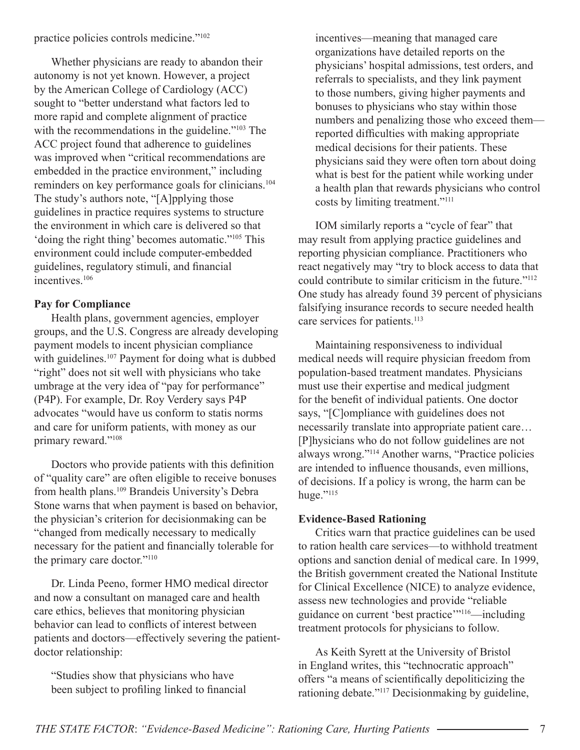practice policies controls medicine."[102]

Whether physicians are ready to abandon their autonomy is not yet known. However, a project by the American College of Cardiology (ACC) sought to "better understand what factors led to more rapid and complete alignment of practice with the recommendations in the guideline."[103] The ACC project found that adherence to guidelines was improved when "critical recommendations are embedded in the practice environment," including reminders on key performance goals for clinicians.[104] The study's authors note, "[A]pplying those guidelines in practice requires systems to structure the environment in which care is delivered so that 'doing the right thing' becomes automatic."[105] This environment could include computer-embedded guidelines, regulatory stimuli, and financial incentives.[106]

**Pay for Compliance**

Health plans, government agencies, employer groups, and the U.S. Congress are already developing payment models to incent physician compliance with guidelines.[107] Payment for doing what is dubbed "right" does not sit well with physicians who take umbrage at the very idea of "pay for performance" (P4P). For example, Dr. Roy Verdery says P4P advocates "would have us conform to statis norms and care for uniform patients, with money as our primary reward."[108]

Doctors who provide patients with this definition of "quality care" are often eligible to receive bonuses from health plans.[109] Brandeis University's Debra Stone warns that when payment is based on behavior, the physician's criterion for decisionmaking can be "changed from medically necessary to medically necessary for the patient and financially tolerable for the primary care doctor."[110]

Dr. Linda Peeno, former HMO medical director and now a consultant on managed care and health care ethics, believes that monitoring physician behavior can lead to conflicts of interest between patients and doctors—effectively severing the patient-doctor relationship:

> "Studies show that physicians who have been subject to profiling linked to financial incentives—meaning that managed care organizations have detailed reports on the physicians' hospital admissions, test orders, and referrals to specialists, and they link payment to those numbers, giving higher payments and bonuses to physicians who stay within those numbers and penalizing those who exceed them—reported difficulties with making appropriate medical decisions for their patients. These physicians said they were often torn about doing what is best for the patient while working under a health plan that rewards physicians who control costs by limiting treatment."[111]

IOM similarly reports a "cycle of fear" that may result from applying practice guidelines and reporting physician compliance. Practitioners who react negatively may "try to block access to data that could contribute to similar criticism in the future."[112] One study has already found 39 percent of physicians falsifying insurance records to secure needed health care services for patients.[113]

Maintaining responsiveness to individual medical needs will require physician freedom from population-based treatment mandates. Physicians must use their expertise and medical judgment for the benefit of individual patients. One doctor says, "[C]ompliance with guidelines does not necessarily translate into appropriate patient care… [P]hysicians who do not follow guidelines are not always wrong."[114] Another warns, "Practice policies are intended to influence thousands, even millions, of decisions. If a policy is wrong, the harm can be huge."[115]

**Evidence-Based Rationing**

Critics warn that practice guidelines can be used to ration health care services—to withhold treatment options and sanction denial of medical care. In 1999, the British government created the National Institute for Clinical Excellence (NICE) to analyze evidence, assess new technologies and provide "reliable guidance on current 'best practice'"[116]—including treatment protocols for physicians to follow.

As Keith Syrett at the University of Bristol in England writes, this "technocratic approach" offers "a means of scientifically depoliticizing the rationing debate."[117] Decisionmaking by guideline,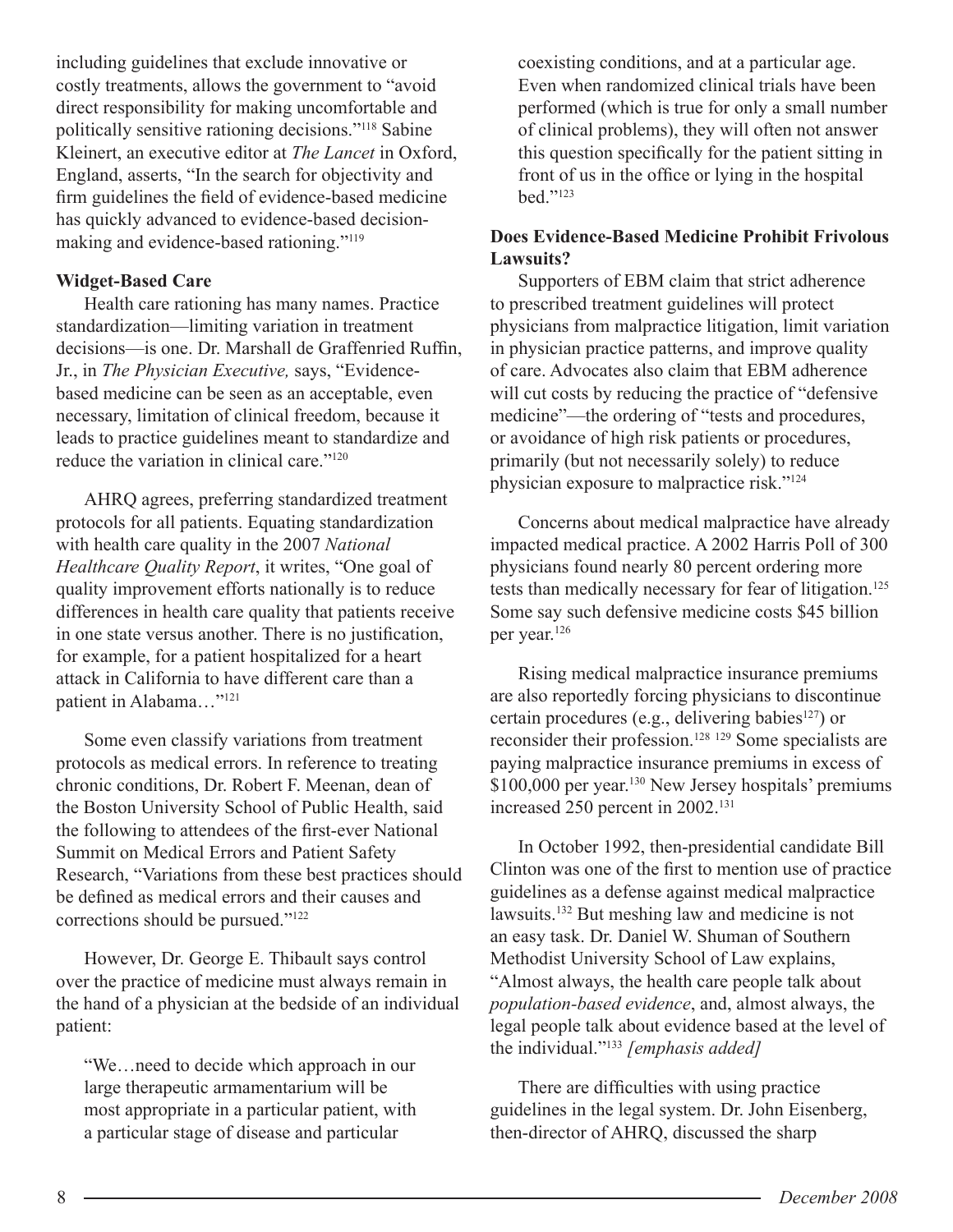including guidelines that exclude innovative or costly treatments, allows the government to "avoid direct responsibility for making uncomfortable and politically sensitive rationing decisions."[118] Sabine Kleinert, an executive editor at *The Lancet* in Oxford, England, asserts, "In the search for objectivity and firm guidelines the field of evidence-based medicine has quickly advanced to evidence-based decision-making and evidence-based rationing."[119]

**Widget-Based Care**

Health care rationing has many names. Practice standardization—limiting variation in treatment decisions—is one. Dr. Marshall de Graffenried Ruffin, Jr., in *The Physician Executive,* says, "Evidence-based medicine can be seen as an acceptable, even necessary, limitation of clinical freedom, because it leads to practice guidelines meant to standardize and reduce the variation in clinical care."[120]

AHRQ agrees, preferring standardized treatment protocols for all patients. Equating standardization with health care quality in the 2007 *National Healthcare Quality Report*, it writes, "One goal of quality improvement efforts nationally is to reduce differences in health care quality that patients receive in one state versus another. There is no justification, for example, for a patient hospitalized for a heart attack in California to have different care than a patient in Alabama…"[121]

Some even classify variations from treatment protocols as medical errors. In reference to treating chronic conditions, Dr. Robert F. Meenan, dean of the Boston University School of Public Health, said the following to attendees of the first-ever National Summit on Medical Errors and Patient Safety Research, "Variations from these best practices should be defined as medical errors and their causes and corrections should be pursued."[122]

However, Dr. George E. Thibault says control over the practice of medicine must always remain in the hand of a physician at the bedside of an individual patient:

> "We…need to decide which approach in our large therapeutic armamentarium will be most appropriate in a particular patient, with a particular stage of disease and particular coexisting conditions, and at a particular age. Even when randomized clinical trials have been performed (which is true for only a small number of clinical problems), they will often not answer this question specifically for the patient sitting in front of us in the office or lying in the hospital bed."[123]

**Does Evidence-Based Medicine Prohibit Frivolous Lawsuits?**

Supporters of EBM claim that strict adherence to prescribed treatment guidelines will protect physicians from malpractice litigation, limit variation in physician practice patterns, and improve quality of care. Advocates also claim that EBM adherence will cut costs by reducing the practice of "defensive medicine"—the ordering of "tests and procedures, or avoidance of high risk patients or procedures, primarily (but not necessarily solely) to reduce physician exposure to malpractice risk."[124]

Concerns about medical malpractice have already impacted medical practice. A 2002 Harris Poll of 300 physicians found nearly 80 percent ordering more tests than medically necessary for fear of litigation.[125] Some say such defensive medicine costs $45 billion per year.[126]

Rising medical malpractice insurance premiums are also reportedly forcing physicians to discontinue certain procedures (e.g., delivering babies[127]) or reconsider their profession.[128] [129] Some specialists are paying malpractice insurance premiums in excess of $100,000 per year.[130] New Jersey hospitals' premiums increased 250 percent in 2002.[131]

In October 1992, then-presidential candidate Bill Clinton was one of the first to mention use of practice guidelines as a defense against medical malpractice lawsuits.[132] But meshing law and medicine is not an easy task. Dr. Daniel W. Shuman of Southern Methodist University School of Law explains, "Almost always, the health care people talk about *population-based evidence*, and, almost always, the legal people talk about evidence based at the level of the individual."[133] *[emphasis added]*

There are difficulties with using practice guidelines in the legal system. Dr. John Eisenberg, then-director of AHRQ, discussed the sharp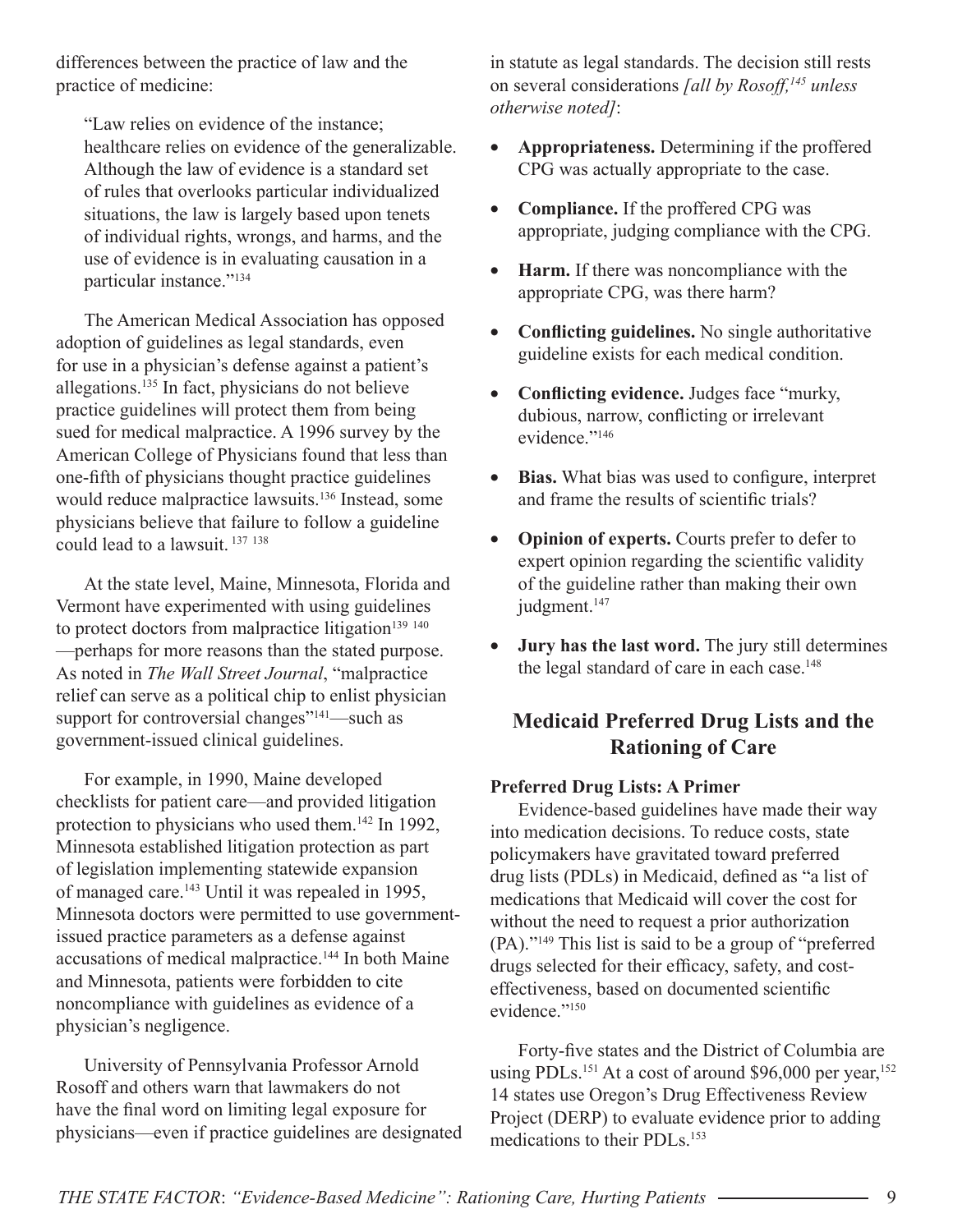differences between the practice of law and the practice of medicine:

> "Law relies on evidence of the instance; healthcare relies on evidence of the generalizable. Although the law of evidence is a standard set of rules that overlooks particular individualized situations, the law is largely based upon tenets of individual rights, wrongs, and harms, and the use of evidence is in evaluating causation in a particular instance."[134]

The American Medical Association has opposed adoption of guidelines as legal standards, even for use in a physician's defense against a patient's allegations.[135] In fact, physicians do not believe practice guidelines will protect them from being sued for medical malpractice. A 1996 survey by the American College of Physicians found that less than one-fifth of physicians thought practice guidelines would reduce malpractice lawsuits.[136] Instead, some physicians believe that failure to follow a guideline could lead to a lawsuit.[137] [138]

At the state level, Maine, Minnesota, Florida and Vermont have experimented with using guidelines to protect doctors from malpractice litigation[139] [140] —perhaps for more reasons than the stated purpose. As noted in *The Wall Street Journal*, "malpractice relief can serve as a political chip to enlist physician support for controversial changes"[141]—such as government-issued clinical guidelines.

For example, in 1990, Maine developed checklists for patient care—and provided litigation protection to physicians who used them.[142] In 1992, Minnesota established litigation protection as part of legislation implementing statewide expansion of managed care.[143] Until it was repealed in 1995, Minnesota doctors were permitted to use government-issued practice parameters as a defense against accusations of medical malpractice.[144] In both Maine and Minnesota, patients were forbidden to cite noncompliance with guidelines as evidence of a physician's negligence.

University of Pennsylvania Professor Arnold Rosoff and others warn that lawmakers do not have the final word on limiting legal exposure for physicians—even if practice guidelines are designated in statute as legal standards. The decision still rests on several considerations *[all by Rosoff,[145] unless otherwise noted]*:

- **Appropriateness.** Determining if the proffered CPG was actually appropriate to the case.
- **Compliance.** If the proffered CPG was appropriate, judging compliance with the CPG.
- **Harm.** If there was noncompliance with the appropriate CPG, was there harm?
- **Conflicting guidelines.** No single authoritative guideline exists for each medical condition.
- **Conflicting evidence.** Judges face "murky, dubious, narrow, conflicting or irrelevant evidence."[146]
- **Bias.** What bias was used to configure, interpret and frame the results of scientific trials?
- **Opinion of experts.** Courts prefer to defer to expert opinion regarding the scientific validity of the guideline rather than making their own judgment.[147]
- **Jury has the last word.** The jury still determines the legal standard of care in each case.[148]

## Medicaid Preferred Drug Lists and the Rationing of Care

### Preferred Drug Lists: A Primer

Evidence-based guidelines have made their way into medication decisions. To reduce costs, state policymakers have gravitated toward preferred drug lists (PDLs) in Medicaid, defined as "a list of medications that Medicaid will cover the cost for without the need to request a prior authorization (PA)."[149] This list is said to be a group of "preferred drugs selected for their efficacy, safety, and cost-effectiveness, based on documented scientific evidence."[150]

Forty-five states and the District of Columbia are using PDLs.[151] At a cost of around $96,000 per year,[152] 14 states use Oregon's Drug Effectiveness Review Project (DERP) to evaluate evidence prior to adding medications to their PDLs.[153]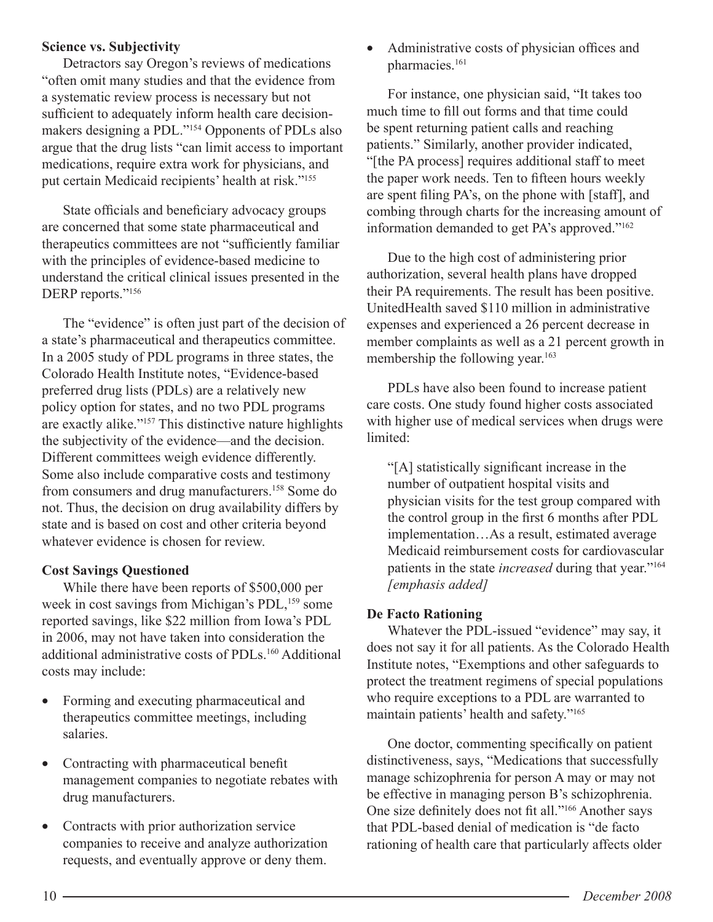**Science vs. Subjectivity**

Detractors say Oregon's reviews of medications "often omit many studies and that the evidence from a systematic review process is necessary but not sufficient to adequately inform health care decision-makers designing a PDL."[154] Opponents of PDLs also argue that the drug lists "can limit access to important medications, require extra work for physicians, and put certain Medicaid recipients' health at risk."[155]

State officials and beneficiary advocacy groups are concerned that some state pharmaceutical and therapeutics committees are not "sufficiently familiar with the principles of evidence-based medicine to understand the critical clinical issues presented in the DERP reports."[156]

The "evidence" is often just part of the decision of a state's pharmaceutical and therapeutics committee. In a 2005 study of PDL programs in three states, the Colorado Health Institute notes, "Evidence-based preferred drug lists (PDLs) are a relatively new policy option for states, and no two PDL programs are exactly alike."[157] This distinctive nature highlights the subjectivity of the evidence—and the decision. Different committees weigh evidence differently. Some also include comparative costs and testimony from consumers and drug manufacturers.[158] Some do not. Thus, the decision on drug availability differs by state and is based on cost and other criteria beyond whatever evidence is chosen for review.

**Cost Savings Questioned**

While there have been reports of $500,000 per week in cost savings from Michigan's PDL,[159] some reported savings, like $22 million from Iowa's PDL in 2006, may not have taken into consideration the additional administrative costs of PDLs.[160] Additional costs may include:

- Forming and executing pharmaceutical and therapeutics committee meetings, including salaries.
- Contracting with pharmaceutical benefit management companies to negotiate rebates with drug manufacturers.
- Contracts with prior authorization service companies to receive and analyze authorization requests, and eventually approve or deny them.
- Administrative costs of physician offices and pharmacies.[161]

For instance, one physician said, "It takes too much time to fill out forms and that time could be spent returning patient calls and reaching patients." Similarly, another provider indicated, "[the PA process] requires additional staff to meet the paper work needs. Ten to fifteen hours weekly are spent filing PA's, on the phone with [staff], and combing through charts for the increasing amount of information demanded to get PA's approved."[162]

Due to the high cost of administering prior authorization, several health plans have dropped their PA requirements. The result has been positive. UnitedHealth saved $110 million in administrative expenses and experienced a 26 percent decrease in member complaints as well as a 21 percent growth in membership the following year.[163]

PDLs have also been found to increase patient care costs. One study found higher costs associated with higher use of medical services when drugs were limited:

> "[A] statistically significant increase in the number of outpatient hospital visits and physician visits for the test group compared with the control group in the first 6 months after PDL implementation…As a result, estimated average Medicaid reimbursement costs for cardiovascular patients in the state *increased* during that year."[164] *[emphasis added]*

**De Facto Rationing**

Whatever the PDL-issued "evidence" may say, it does not say it for all patients. As the Colorado Health Institute notes, "Exemptions and other safeguards to protect the treatment regimens of special populations who require exceptions to a PDL are warranted to maintain patients' health and safety."[165]

One doctor, commenting specifically on patient distinctiveness, says, "Medications that successfully manage schizophrenia for person A may or may not be effective in managing person B's schizophrenia. One size definitely does not fit all."[166] Another says that PDL-based denial of medication is "de facto rationing of health care that particularly affects older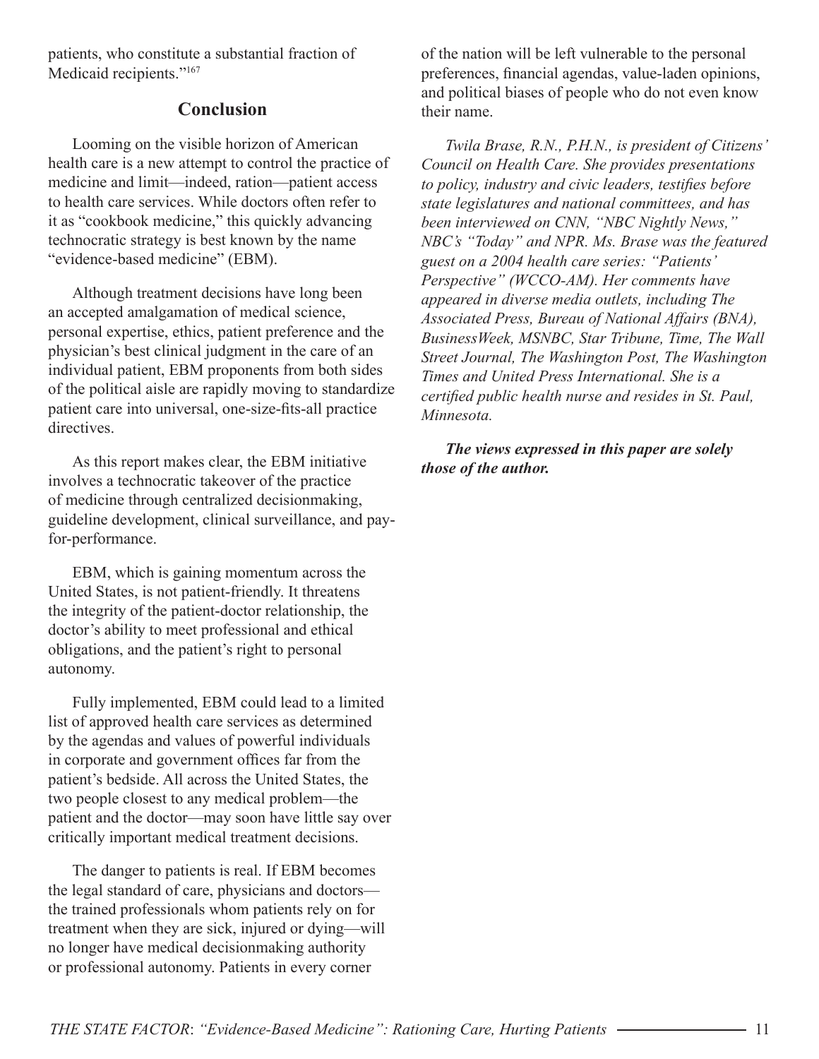patients, who constitute a substantial fraction of Medicaid recipients."[167]

## Conclusion

Looming on the visible horizon of American health care is a new attempt to control the practice of medicine and limit—indeed, ration—patient access to health care services. While doctors often refer to it as "cookbook medicine," this quickly advancing technocratic strategy is best known by the name "evidence-based medicine" (EBM).

Although treatment decisions have long been an accepted amalgamation of medical science, personal expertise, ethics, patient preference and the physician's best clinical judgment in the care of an individual patient, EBM proponents from both sides of the political aisle are rapidly moving to standardize patient care into universal, one-size-fits-all practice directives.

As this report makes clear, the EBM initiative involves a technocratic takeover of the practice of medicine through centralized decisionmaking, guideline development, clinical surveillance, and pay-for-performance.

EBM, which is gaining momentum across the United States, is not patient-friendly. It threatens the integrity of the patient-doctor relationship, the doctor's ability to meet professional and ethical obligations, and the patient's right to personal autonomy.

Fully implemented, EBM could lead to a limited list of approved health care services as determined by the agendas and values of powerful individuals in corporate and government offices far from the patient's bedside. All across the United States, the two people closest to any medical problem—the patient and the doctor—may soon have little say over critically important medical treatment decisions.

The danger to patients is real. If EBM becomes the legal standard of care, physicians and doctors—the trained professionals whom patients rely on for treatment when they are sick, injured or dying—will no longer have medical decisionmaking authority or professional autonomy. Patients in every corner of the nation will be left vulnerable to the personal preferences, financial agendas, value-laden opinions, and political biases of people who do not even know their name.

*Twila Brase, R.N., P.H.N., is president of Citizens' Council on Health Care. She provides presentations to policy, industry and civic leaders, testifies before state legislatures and national committees, and has been interviewed on CNN, "NBC Nightly News," NBC's "Today" and NPR. Ms. Brase was the featured guest on a 2004 health care series: "Patients' Perspective" (WCCO-AM). Her comments have appeared in diverse media outlets, including The Associated Press, Bureau of National Affairs (BNA), BusinessWeek, MSNBC, Star Tribune, Time, The Wall Street Journal, The Washington Post, The Washington Times and United Press International. She is a certified public health nurse and resides in St. Paul, Minnesota.*

***The views expressed in this paper are solely those of the author.***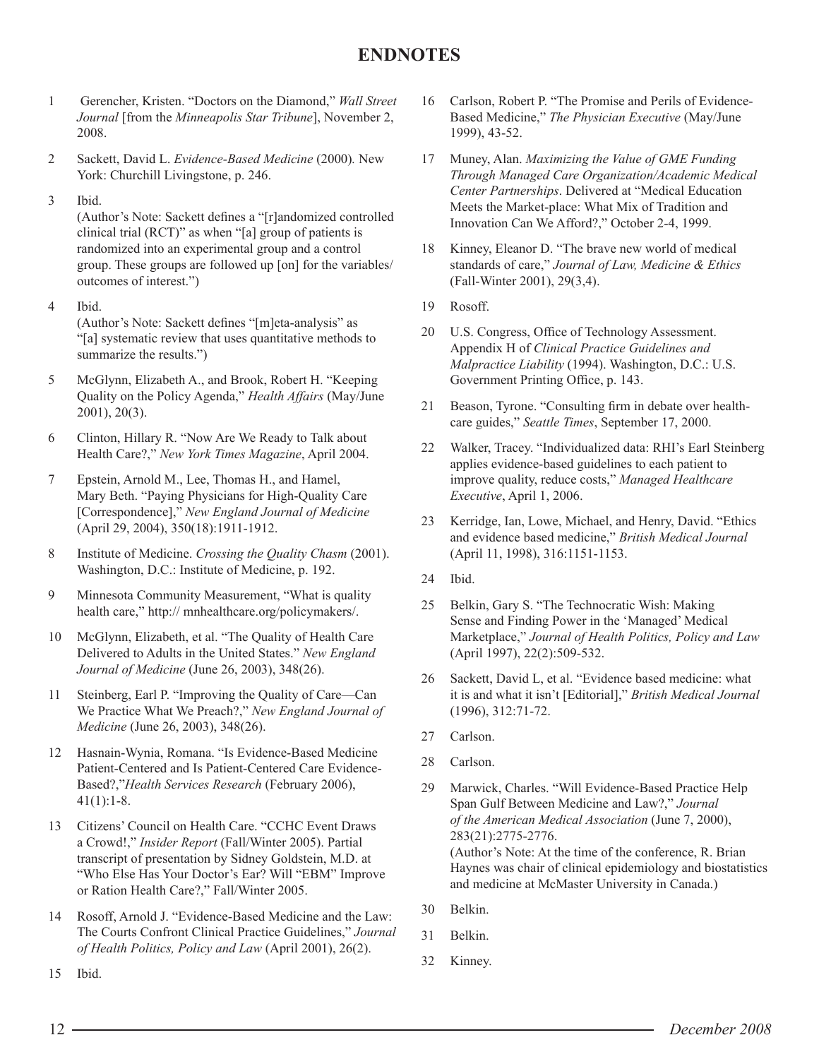# ENDNOTES

1. Gerencher, Kristen. "Doctors on the Diamond," *Wall Street Journal* [from the *Minneapolis Star Tribune*], November 2, 2008.

2. Sackett, David L. *Evidence-Based Medicine* (2000). New York: Churchill Livingstone, p. 246.

3. Ibid.
   (Author's Note: Sackett defines a "[r]andomized controlled clinical trial (RCT)" as when "[a] group of patients is randomized into an experimental group and a control group. These groups are followed up [on] for the variables/outcomes of interest.")

4. Ibid.
   (Author's Note: Sackett defines "[m]eta-analysis" as "[a] systematic review that uses quantitative methods to summarize the results.")

5. McGlynn, Elizabeth A., and Brook, Robert H. "Keeping Quality on the Policy Agenda," *Health Affairs* (May/June 2001), 20(3).

6. Clinton, Hillary R. "Now Are We Ready to Talk about Health Care?," *New York Times Magazine*, April 2004.

7. Epstein, Arnold M., Lee, Thomas H., and Hamel, Mary Beth. "Paying Physicians for High-Quality Care [Correspondence]," *New England Journal of Medicine* (April 29, 2004), 350(18):1911-1912.

8. Institute of Medicine. *Crossing the Quality Chasm* (2001). Washington, D.C.: Institute of Medicine, p. 192.

9. Minnesota Community Measurement, "What is quality health care," http:// mnhealthcare.org/policymakers/.

10. McGlynn, Elizabeth, et al. "The Quality of Health Care Delivered to Adults in the United States." *New England Journal of Medicine* (June 26, 2003), 348(26).

11. Steinberg, Earl P. "Improving the Quality of Care—Can We Practice What We Preach?," *New England Journal of Medicine* (June 26, 2003), 348(26).

12. Hasnain-Wynia, Romana. "Is Evidence-Based Medicine Patient-Centered and Is Patient-Centered Care Evidence-Based?,"*Health Services Research* (February 2006), 41(1):1-8.

13. Citizens' Council on Health Care. "CCHC Event Draws a Crowd!," *Insider Report* (Fall/Winter 2005). Partial transcript of presentation by Sidney Goldstein, M.D. at "Who Else Has Your Doctor's Ear? Will "EBM" Improve or Ration Health Care?," Fall/Winter 2005.

14. Rosoff, Arnold J. "Evidence-Based Medicine and the Law: The Courts Confront Clinical Practice Guidelines," *Journal of Health Politics, Policy and Law* (April 2001), 26(2).

15. Ibid.

16. Carlson, Robert P. "The Promise and Perils of Evidence-Based Medicine," *The Physician Executive* (May/June 1999), 43-52.

17. Muney, Alan. *Maximizing the Value of GME Funding Through Managed Care Organization/Academic Medical Center Partnerships*. Delivered at "Medical Education Meets the Market-place: What Mix of Tradition and Innovation Can We Afford?," October 2-4, 1999.

18. Kinney, Eleanor D. "The brave new world of medical standards of care," *Journal of Law, Medicine & Ethics* (Fall-Winter 2001), 29(3,4).

19. Rosoff.

20. U.S. Congress, Office of Technology Assessment. Appendix H of *Clinical Practice Guidelines and Malpractice Liability* (1994). Washington, D.C.: U.S. Government Printing Office, p. 143.

21. Beason, Tyrone. "Consulting firm in debate over health-care guides," *Seattle Times*, September 17, 2000.

22. Walker, Tracey. "Individualized data: RHI's Earl Steinberg applies evidence-based guidelines to each patient to improve quality, reduce costs," *Managed Healthcare Executive*, April 1, 2006.

23. Kerridge, Ian, Lowe, Michael, and Henry, David. "Ethics and evidence based medicine," *British Medical Journal* (April 11, 1998), 316:1151-1153.

24. Ibid.

25. Belkin, Gary S. "The Technocratic Wish: Making Sense and Finding Power in the 'Managed' Medical Marketplace," *Journal of Health Politics, Policy and Law* (April 1997), 22(2):509-532.

26. Sackett, David L, et al. "Evidence based medicine: what it is and what it isn't [Editorial]," *British Medical Journal* (1996), 312:71-72.

27. Carlson.

28. Carlson.

29. Marwick, Charles. "Will Evidence-Based Practice Help Span Gulf Between Medicine and Law?," *Journal of the American Medical Association* (June 7, 2000), 283(21):2775-2776.
   (Author's Note: At the time of the conference, R. Brian Haynes was chair of clinical epidemiology and biostatistics and medicine at McMaster University in Canada.)

30. Belkin.

31. Belkin.

32. Kinney.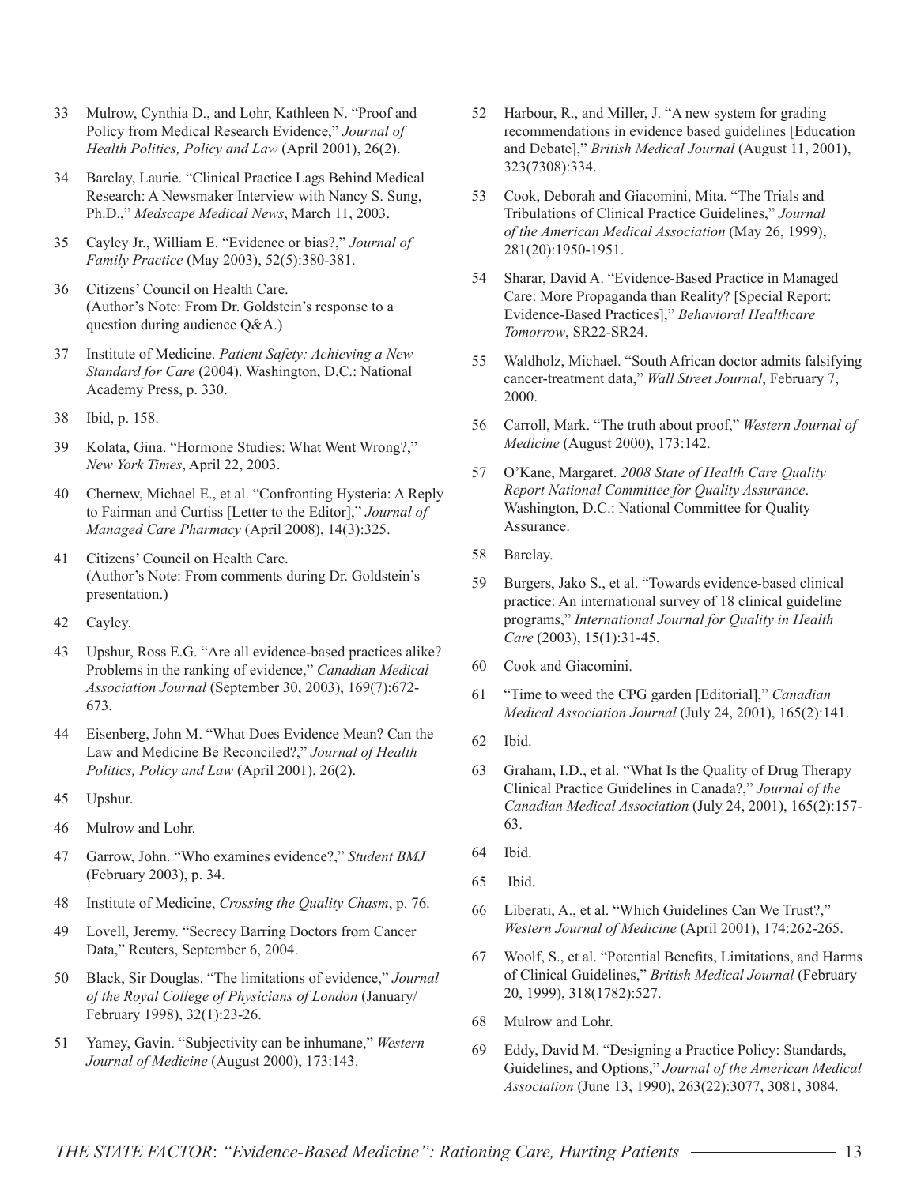33 Mulrow, Cynthia D., and Lohr, Kathleen N. "Proof and Policy from Medical Research Evidence," *Journal of Health Politics, Policy and Law* (April 2001), 26(2).

34 Barclay, Laurie. "Clinical Practice Lags Behind Medical Research: A Newsmaker Interview with Nancy S. Sung, Ph.D.," *Medscape Medical News*, March 11, 2003.

35 Cayley Jr., William E. "Evidence or bias?," *Journal of Family Practice* (May 2003), 52(5):380-381.

36 Citizens' Council on Health Care. (Author's Note: From Dr. Goldstein's response to a question during audience Q&A.)

37 Institute of Medicine. *Patient Safety: Achieving a New Standard for Care* (2004). Washington, D.C.: National Academy Press, p. 330.

38 Ibid, p. 158.

39 Kolata, Gina. "Hormone Studies: What Went Wrong?," *New York Times*, April 22, 2003.

40 Chernew, Michael E., et al. "Confronting Hysteria: A Reply to Fairman and Curtiss [Letter to the Editor]," *Journal of Managed Care Pharmacy* (April 2008), 14(3):325.

41 Citizens' Council on Health Care. (Author's Note: From comments during Dr. Goldstein's presentation.)

42 Cayley.

43 Upshur, Ross E.G. "Are all evidence-based practices alike? Problems in the ranking of evidence," *Canadian Medical Association Journal* (September 30, 2003), 169(7):672-673.

44 Eisenberg, John M. "What Does Evidence Mean? Can the Law and Medicine Be Reconciled?," *Journal of Health Politics, Policy and Law* (April 2001), 26(2).

45 Upshur.

46 Mulrow and Lohr.

47 Garrow, John. "Who examines evidence?," *Student BMJ* (February 2003), p. 34.

48 Institute of Medicine, *Crossing the Quality Chasm*, p. 76.

49 Lovell, Jeremy. "Secrecy Barring Doctors from Cancer Data," Reuters, September 6, 2004.

50 Black, Sir Douglas. "The limitations of evidence," *Journal of the Royal College of Physicians of London* (January/February 1998), 32(1):23-26.

51 Yamey, Gavin. "Subjectivity can be inhumane," *Western Journal of Medicine* (August 2000), 173:143.

52 Harbour, R., and Miller, J. "A new system for grading recommendations in evidence based guidelines [Education and Debate]," *British Medical Journal* (August 11, 2001), 323(7308):334.

53 Cook, Deborah and Giacomini, Mita. "The Trials and Tribulations of Clinical Practice Guidelines," *Journal of the American Medical Association* (May 26, 1999), 281(20):1950-1951.

54 Sharar, David A. "Evidence-Based Practice in Managed Care: More Propaganda than Reality? [Special Report: Evidence-Based Practices]," *Behavioral Healthcare Tomorrow*, SR22-SR24.

55 Waldholz, Michael. "South African doctor admits falsifying cancer-treatment data," *Wall Street Journal*, February 7, 2000.

56 Carroll, Mark. "The truth about proof," *Western Journal of Medicine* (August 2000), 173:142.

57 O'Kane, Margaret. *2008 State of Health Care Quality Report National Committee for Quality Assurance*. Washington, D.C.: National Committee for Quality Assurance.

58 Barclay.

59 Burgers, Jako S., et al. "Towards evidence-based clinical practice: An international survey of 18 clinical guideline programs," *International Journal for Quality in Health Care* (2003), 15(1):31-45.

60 Cook and Giacomini.

61 "Time to weed the CPG garden [Editorial]," *Canadian Medical Association Journal* (July 24, 2001), 165(2):141.

62 Ibid.

63 Graham, I.D., et al. "What Is the Quality of Drug Therapy Clinical Practice Guidelines in Canada?," *Journal of the Canadian Medical Association* (July 24, 2001), 165(2):157-63.

64 Ibid.

65 Ibid.

66 Liberati, A., et al. "Which Guidelines Can We Trust?," *Western Journal of Medicine* (April 2001), 174:262-265.

67 Woolf, S., et al. "Potential Benefits, Limitations, and Harms of Clinical Guidelines," *British Medical Journal* (February 20, 1999), 318(1782):527.

68 Mulrow and Lohr.

69 Eddy, David M. "Designing a Practice Policy: Standards, Guidelines, and Options," *Journal of the American Medical Association* (June 13, 1990), 263(22):3077, 3081, 3084.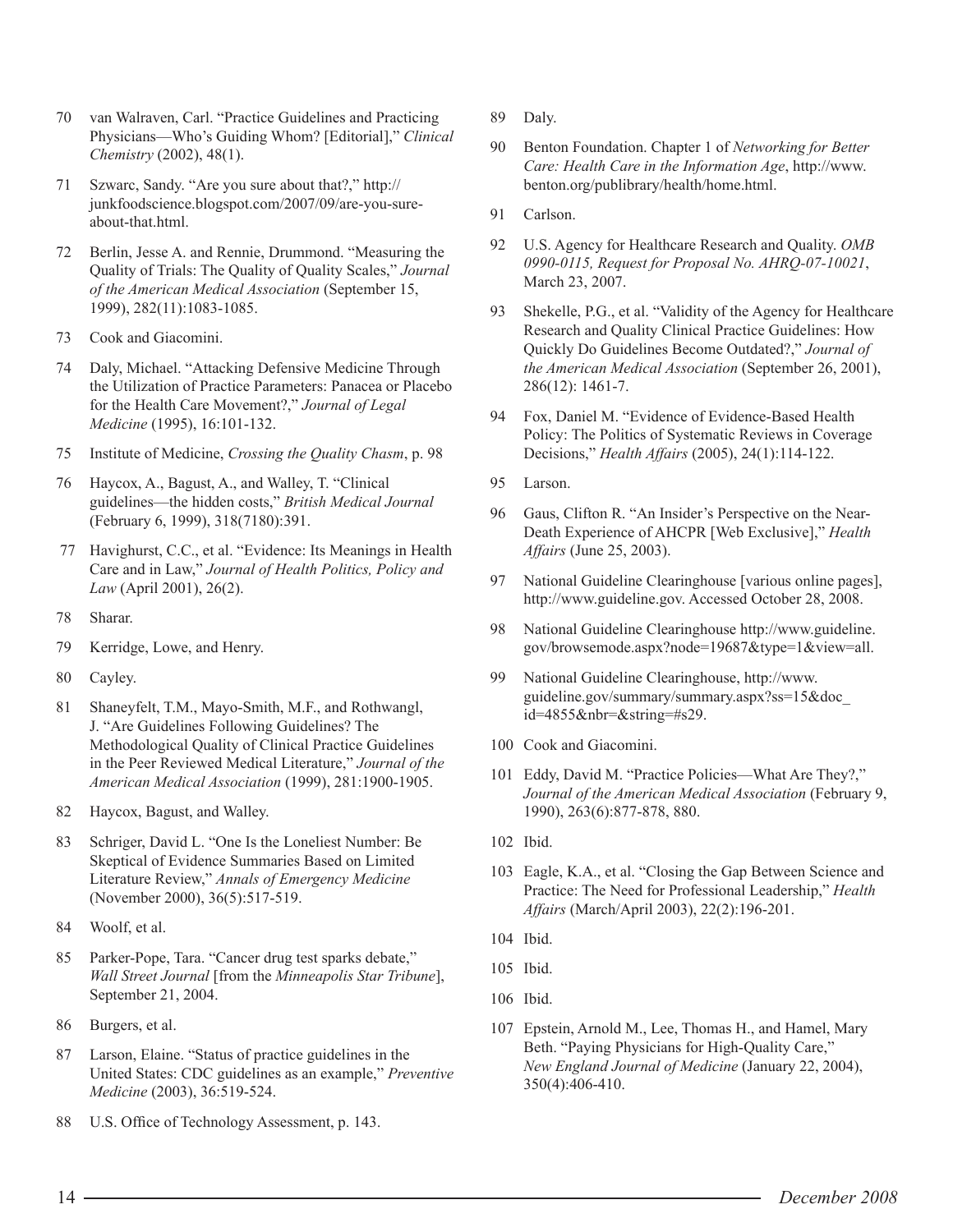70 van Walraven, Carl. "Practice Guidelines and Practicing Physicians—Who's Guiding Whom? [Editorial]," *Clinical Chemistry* (2002), 48(1).

71 Szwarc, Sandy. "Are you sure about that?," http://junkfoodscience.blogspot.com/2007/09/are-you-sure-about-that.html.

72 Berlin, Jesse A. and Rennie, Drummond. "Measuring the Quality of Trials: The Quality of Quality Scales," *Journal of the American Medical Association* (September 15, 1999), 282(11):1083-1085.

73 Cook and Giacomini.

74 Daly, Michael. "Attacking Defensive Medicine Through the Utilization of Practice Parameters: Panacea or Placebo for the Health Care Movement?," *Journal of Legal Medicine* (1995), 16:101-132.

75 Institute of Medicine, *Crossing the Quality Chasm*, p. 98

76 Haycox, A., Bagust, A., and Walley, T. "Clinical guidelines—the hidden costs," *British Medical Journal* (February 6, 1999), 318(7180):391.

77 Havighurst, C.C., et al. "Evidence: Its Meanings in Health Care and in Law," *Journal of Health Politics, Policy and Law* (April 2001), 26(2).

78 Sharar.

79 Kerridge, Lowe, and Henry.

80 Cayley.

81 Shaneyfelt, T.M., Mayo-Smith, M.F., and Rothwangl, J. "Are Guidelines Following Guidelines? The Methodological Quality of Clinical Practice Guidelines in the Peer Reviewed Medical Literature," *Journal of the American Medical Association* (1999), 281:1900-1905.

82 Haycox, Bagust, and Walley.

83 Schriger, David L. "One Is the Loneliest Number: Be Skeptical of Evidence Summaries Based on Limited Literature Review," *Annals of Emergency Medicine* (November 2000), 36(5):517-519.

84 Woolf, et al.

85 Parker-Pope, Tara. "Cancer drug test sparks debate," *Wall Street Journal* [from the *Minneapolis Star Tribune*], September 21, 2004.

86 Burgers, et al.

87 Larson, Elaine. "Status of practice guidelines in the United States: CDC guidelines as an example," *Preventive Medicine* (2003), 36:519-524.

88 U.S. Office of Technology Assessment, p. 143.

89 Daly.

90 Benton Foundation. Chapter 1 of *Networking for Better Care: Health Care in the Information Age*, http://www.benton.org/publibrary/health/home.html.

91 Carlson.

92 U.S. Agency for Healthcare Research and Quality. *OMB 0990-0115, Request for Proposal No. AHRQ-07-10021*, March 23, 2007.

93 Shekelle, P.G., et al. "Validity of the Agency for Healthcare Research and Quality Clinical Practice Guidelines: How Quickly Do Guidelines Become Outdated?," *Journal of the American Medical Association* (September 26, 2001), 286(12): 1461-7.

94 Fox, Daniel M. "Evidence of Evidence-Based Health Policy: The Politics of Systematic Reviews in Coverage Decisions," *Health Affairs* (2005), 24(1):114-122.

95 Larson.

96 Gaus, Clifton R. "An Insider's Perspective on the Near-Death Experience of AHCPR [Web Exclusive]," *Health Affairs* (June 25, 2003).

97 National Guideline Clearinghouse [various online pages], http://www.guideline.gov. Accessed October 28, 2008.

98 National Guideline Clearinghouse http://www.guideline.gov/browsemode.aspx?node=19687&type=1&view=all.

99 National Guideline Clearinghouse, http://www.guideline.gov/summary/summary.aspx?ss=15&doc_id=4855&nbr=&string=#s29.

100 Cook and Giacomini.

101 Eddy, David M. "Practice Policies—What Are They?," *Journal of the American Medical Association* (February 9, 1990), 263(6):877-878, 880.

102 Ibid.

103 Eagle, K.A., et al. "Closing the Gap Between Science and Practice: The Need for Professional Leadership," *Health Affairs* (March/April 2003), 22(2):196-201.

104 Ibid.

105 Ibid.

106 Ibid.

107 Epstein, Arnold M., Lee, Thomas H., and Hamel, Mary Beth. "Paying Physicians for High-Quality Care," *New England Journal of Medicine* (January 22, 2004), 350(4):406-410.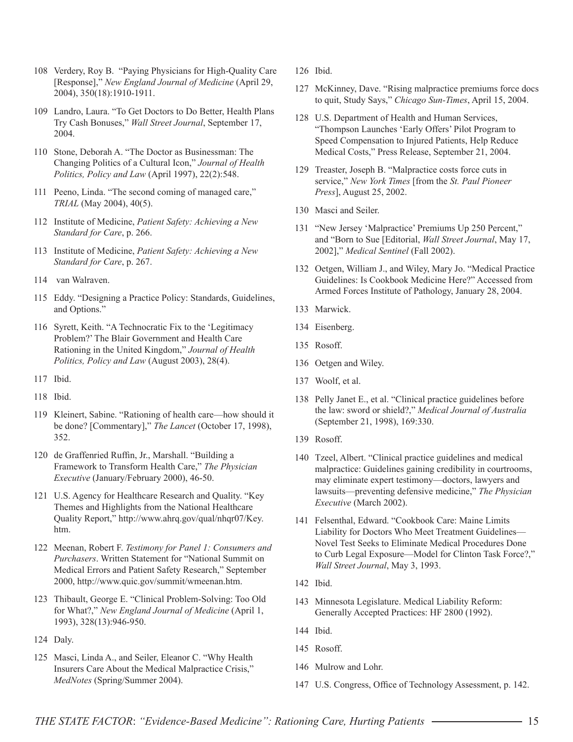108 Verdery, Roy B. "Paying Physicians for High-Quality Care [Response]," *New England Journal of Medicine* (April 29, 2004), 350(18):1910-1911.

109 Landro, Laura. "To Get Doctors to Do Better, Health Plans Try Cash Bonuses," *Wall Street Journal*, September 17, 2004.

110 Stone, Deborah A. "The Doctor as Businessman: The Changing Politics of a Cultural Icon," *Journal of Health Politics, Policy and Law* (April 1997), 22(2):548.

111 Peeno, Linda. "The second coming of managed care," *TRIAL* (May 2004), 40(5).

112 Institute of Medicine, *Patient Safety: Achieving a New Standard for Care*, p. 266.

113 Institute of Medicine, *Patient Safety: Achieving a New Standard for Care*, p. 267.

114 van Walraven.

115 Eddy. "Designing a Practice Policy: Standards, Guidelines, and Options."

116 Syrett, Keith. "A Technocratic Fix to the 'Legitimacy Problem?' The Blair Government and Health Care Rationing in the United Kingdom," *Journal of Health Politics, Policy and Law* (August 2003), 28(4).

117 Ibid.

118 Ibid.

119 Kleinert, Sabine. "Rationing of health care—how should it be done? [Commentary]," *The Lancet* (October 17, 1998), 352.

120 de Graffenried Ruffin, Jr., Marshall. "Building a Framework to Transform Health Care," *The Physician Executive* (January/February 2000), 46-50.

121 U.S. Agency for Healthcare Research and Quality. "Key Themes and Highlights from the National Healthcare Quality Report," http://www.ahrq.gov/qual/nhqr07/Key.htm.

122 Meenan, Robert F. *Testimony for Panel 1: Consumers and Purchasers*. Written Statement for "National Summit on Medical Errors and Patient Safety Research," September 2000, http://www.quic.gov/summit/wmeenan.htm.

123 Thibault, George E. "Clinical Problem-Solving: Too Old for What?," *New England Journal of Medicine* (April 1, 1993), 328(13):946-950.

124 Daly.

125 Masci, Linda A., and Seiler, Eleanor C. "Why Health Insurers Care About the Medical Malpractice Crisis," *MedNotes* (Spring/Summer 2004).

126 Ibid.

127 McKinney, Dave. "Rising malpractice premiums force docs to quit, Study Says," *Chicago Sun-Times*, April 15, 2004.

128 U.S. Department of Health and Human Services, "Thompson Launches 'Early Offers' Pilot Program to Speed Compensation to Injured Patients, Help Reduce Medical Costs," Press Release, September 21, 2004.

129 Treaster, Joseph B. "Malpractice costs force cuts in service," *New York Times* [from the *St. Paul Pioneer Press*], August 25, 2002.

130 Masci and Seiler.

131 "New Jersey 'Malpractice' Premiums Up 250 Percent," and "Born to Sue [Editorial, *Wall Street Journal*, May 17, 2002]," *Medical Sentinel* (Fall 2002).

132 Oetgen, William J., and Wiley, Mary Jo. "Medical Practice Guidelines: Is Cookbook Medicine Here?" Accessed from Armed Forces Institute of Pathology, January 28, 2004.

133 Marwick.

134 Eisenberg.

135 Rosoff.

136 Oetgen and Wiley.

137 Woolf, et al.

138 Pelly Janet E., et al. "Clinical practice guidelines before the law: sword or shield?," *Medical Journal of Australia* (September 21, 1998), 169:330.

139 Rosoff.

140 Tzeel, Albert. "Clinical practice guidelines and medical malpractice: Guidelines gaining credibility in courtrooms, may eliminate expert testimony—doctors, lawyers and lawsuits—preventing defensive medicine," *The Physician Executive* (March 2002).

141 Felsenthal, Edward. "Cookbook Care: Maine Limits Liability for Doctors Who Meet Treatment Guidelines—Novel Test Seeks to Eliminate Medical Procedures Done to Curb Legal Exposure—Model for Clinton Task Force?," *Wall Street Journal*, May 3, 1993.

142 Ibid.

143 Minnesota Legislature. Medical Liability Reform: Generally Accepted Practices: HF 2800 (1992).

144 Ibid.

145 Rosoff.

146 Mulrow and Lohr.

147 U.S. Congress, Office of Technology Assessment, p. 142.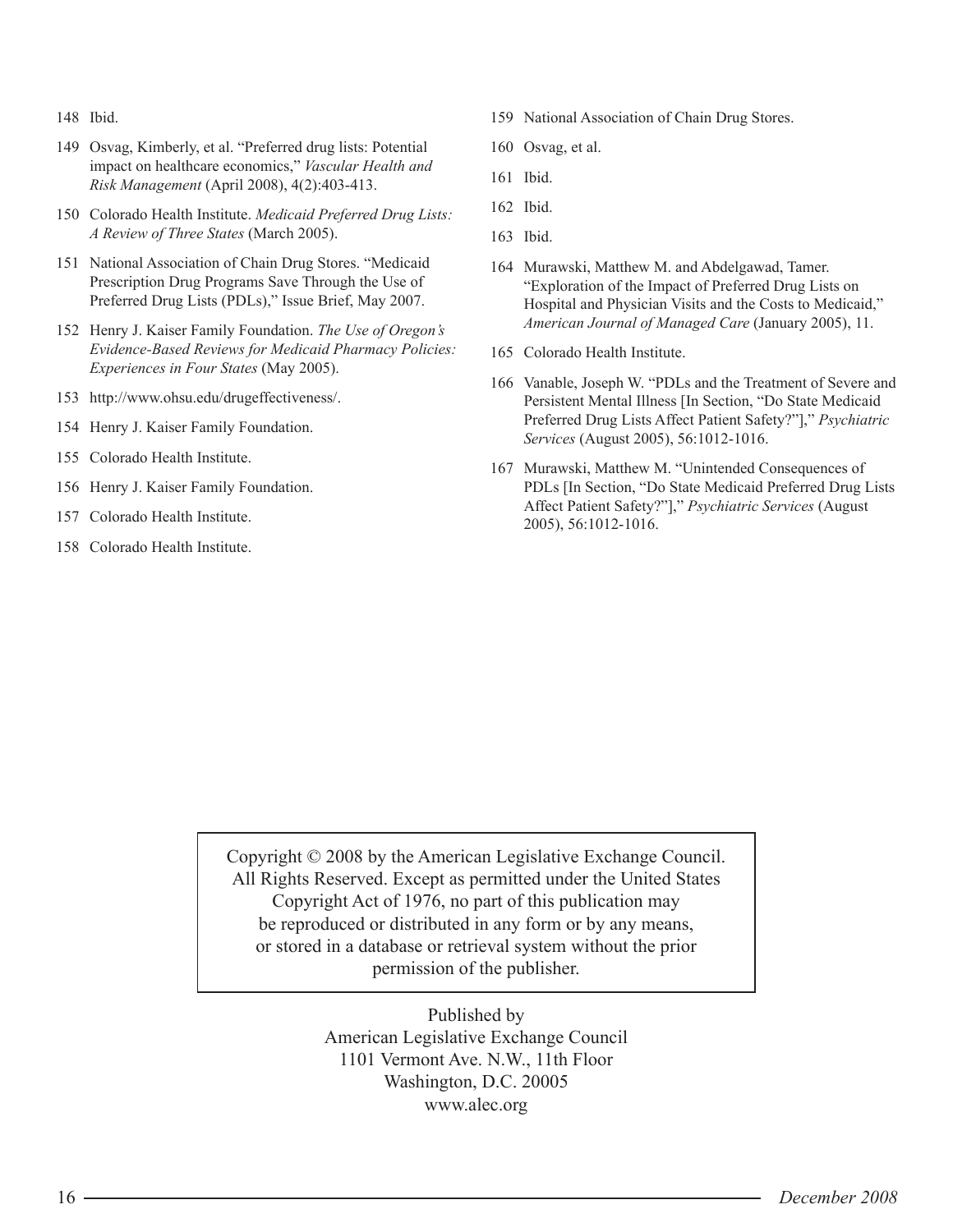148 Ibid.

149 Osvag, Kimberly, et al. "Preferred drug lists: Potential impact on healthcare economics," *Vascular Health and Risk Management* (April 2008), 4(2):403-413.

150 Colorado Health Institute. *Medicaid Preferred Drug Lists: A Review of Three States* (March 2005).

151 National Association of Chain Drug Stores. "Medicaid Prescription Drug Programs Save Through the Use of Preferred Drug Lists (PDLs)," Issue Brief, May 2007.

152 Henry J. Kaiser Family Foundation. *The Use of Oregon's Evidence-Based Reviews for Medicaid Pharmacy Policies: Experiences in Four States* (May 2005).

153 http://www.ohsu.edu/drugeffectiveness/.

154 Henry J. Kaiser Family Foundation.

155 Colorado Health Institute.

156 Henry J. Kaiser Family Foundation.

157 Colorado Health Institute.

158 Colorado Health Institute.

159 National Association of Chain Drug Stores.

160 Osvag, et al.

161 Ibid.

162 Ibid.

163 Ibid.

164 Murawski, Matthew M. and Abdelgawad, Tamer. "Exploration of the Impact of Preferred Drug Lists on Hospital and Physician Visits and the Costs to Medicaid," *American Journal of Managed Care* (January 2005), 11.

165 Colorado Health Institute.

166 Vanable, Joseph W. "PDLs and the Treatment of Severe and Persistent Mental Illness [In Section, "Do State Medicaid Preferred Drug Lists Affect Patient Safety?"]," *Psychiatric Services* (August 2005), 56:1012-1016.

167 Murawski, Matthew M. "Unintended Consequences of PDLs [In Section, "Do State Medicaid Preferred Drug Lists Affect Patient Safety?"]," *Psychiatric Services* (August 2005), 56:1012-1016.

Copyright © 2008 by the American Legislative Exchange Council. All Rights Reserved. Except as permitted under the United States Copyright Act of 1976, no part of this publication may be reproduced or distributed in any form or by any means, or stored in a database or retrieval system without the prior permission of the publisher.

Published by
American Legislative Exchange Council
1101 Vermont Ave. N.W., 11th Floor
Washington, D.C. 20005
www.alec.org